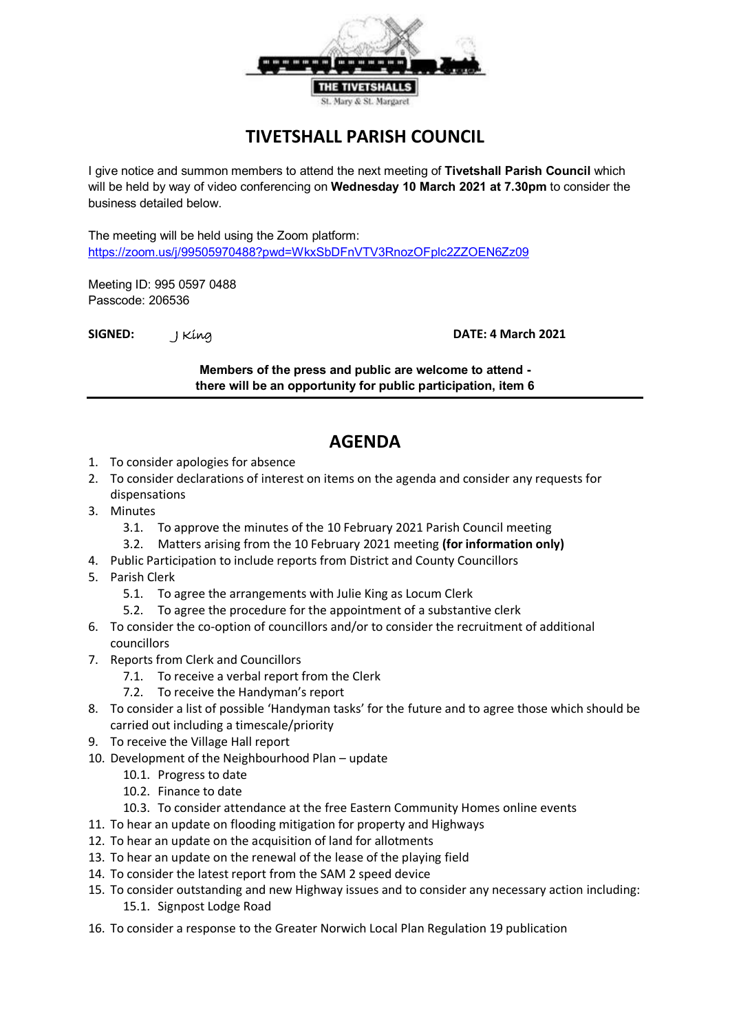THE TIVETSHALLS
St. Mary & St. Margaret

# TIVETSHALL PARISH COUNCIL

I give notice and summon members to attend the next meeting of **Tivetshall Parish Council** which will be held by way of video conferencing on **Wednesday 10 March 2021 at 7.30pm** to consider the business detailed below.

The meeting will be held using the Zoom platform:
https://zoom.us/j/99505970488?pwd=WkxSbDFnVTV3RnozOFplc2ZZOEN6Zz09

Meeting ID: 995 0597 0488
Passcode: 206536

**SIGNED:** J King **DATE: 4 March 2021**

**Members of the press and public are welcome to attend - there will be an opportunity for public participation, item 6**

---

## AGENDA

1. To consider apologies for absence
2. To consider declarations of interest on items on the agenda and consider any requests for dispensations
3. Minutes
   - 3.1. To approve the minutes of the 10 February 2021 Parish Council meeting
   - 3.2. Matters arising from the 10 February 2021 meeting **(for information only)**
4. Public Participation to include reports from District and County Councillors
5. Parish Clerk
   - 5.1. To agree the arrangements with Julie King as Locum Clerk
   - 5.2. To agree the procedure for the appointment of a substantive clerk
6. To consider the co-option of councillors and/or to consider the recruitment of additional councillors
7. Reports from Clerk and Councillors
   - 7.1. To receive a verbal report from the Clerk
   - 7.2. To receive the Handyman's report
8. To consider a list of possible 'Handyman tasks' for the future and to agree those which should be carried out including a timescale/priority
9. To receive the Village Hall report
10. Development of the Neighbourhood Plan – update
    - 10.1. Progress to date
    - 10.2. Finance to date
    - 10.3. To consider attendance at the free Eastern Community Homes online events
11. To hear an update on flooding mitigation for property and Highways
12. To hear an update on the acquisition of land for allotments
13. To hear an update on the renewal of the lease of the playing field
14. To consider the latest report from the SAM 2 speed device
15. To consider outstanding and new Highway issues and to consider any necessary action including:
    - 15.1. Signpost Lodge Road
16. To consider a response to the Greater Norwich Local Plan Regulation 19 publication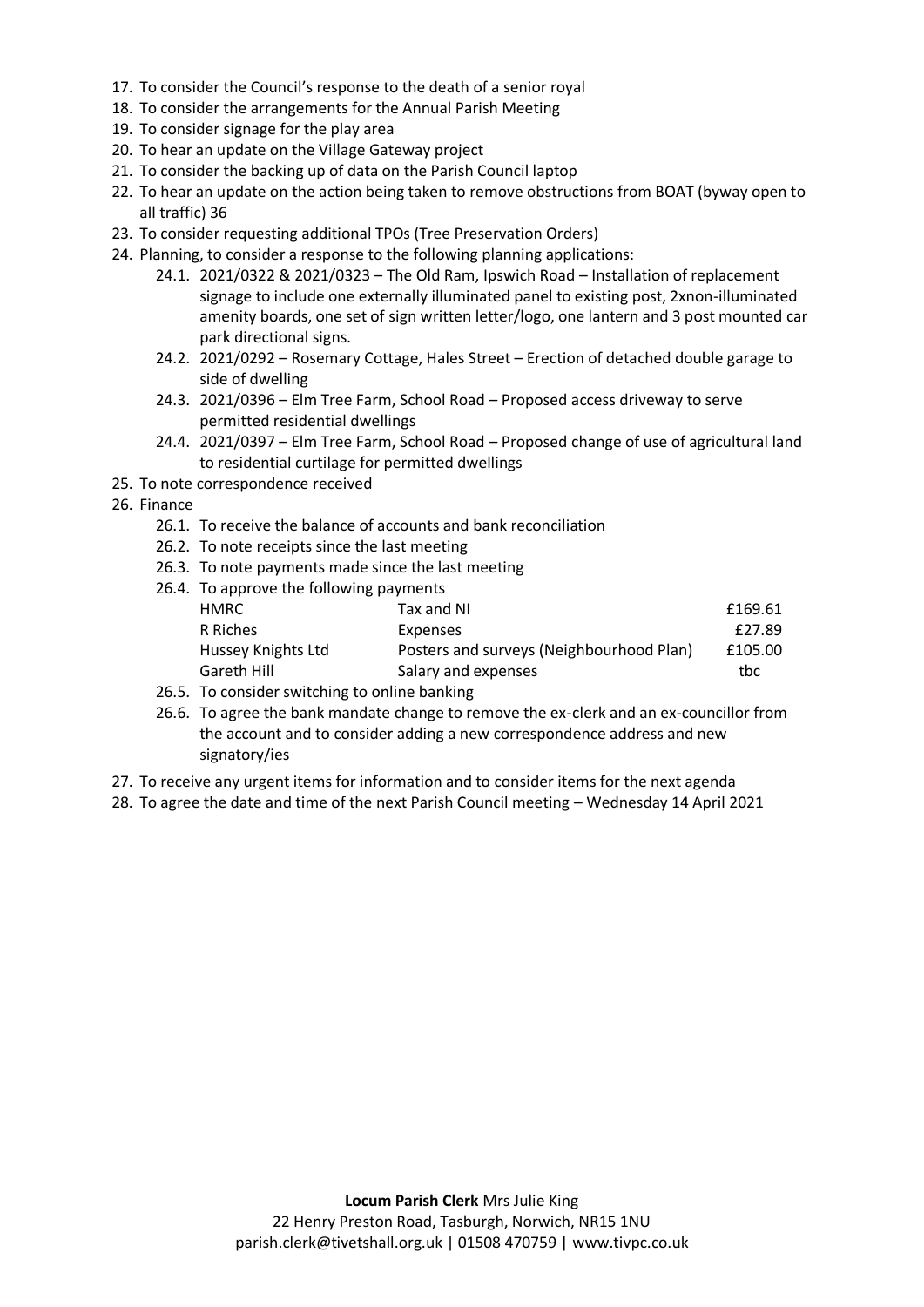17. To consider the Council's response to the death of a senior royal
18. To consider the arrangements for the Annual Parish Meeting
19. To consider signage for the play area
20. To hear an update on the Village Gateway project
21. To consider the backing up of data on the Parish Council laptop
22. To hear an update on the action being taken to remove obstructions from BOAT (byway open to all traffic) 36
23. To consider requesting additional TPOs (Tree Preservation Orders)
24. Planning, to consider a response to the following planning applications:
    - 24.1. 2021/0322 & 2021/0323 – The Old Ram, Ipswich Road – Installation of replacement signage to include one externally illuminated panel to existing post, 2xnon-illuminated amenity boards, one set of sign written letter/logo, one lantern and 3 post mounted car park directional signs.
    - 24.2. 2021/0292 – Rosemary Cottage, Hales Street – Erection of detached double garage to side of dwelling
    - 24.3. 2021/0396 – Elm Tree Farm, School Road – Proposed access driveway to serve permitted residential dwellings
    - 24.4. 2021/0397 – Elm Tree Farm, School Road – Proposed change of use of agricultural land to residential curtilage for permitted dwellings
25. To note correspondence received
26. Finance
    - 26.1. To receive the balance of accounts and bank reconciliation
    - 26.2. To note receipts since the last meeting
    - 26.3. To note payments made since the last meeting
    - 26.4. To approve the following payments

| | | |
|---|---|---|
| HMRC | Tax and NI | £169.61 |
| R Riches | Expenses | £27.89 |
| Hussey Knights Ltd | Posters and surveys (Neighbourhood Plan) | £105.00 |
| Gareth Hill | Salary and expenses | tbc |

    - 26.5. To consider switching to online banking
    - 26.6. To agree the bank mandate change to remove the ex-clerk and an ex-councillor from the account and to consider adding a new correspondence address and new signatory/ies
27. To receive any urgent items for information and to consider items for the next agenda
28. To agree the date and time of the next Parish Council meeting – Wednesday 14 April 2021

**Locum Parish Clerk** Mrs Julie King
22 Henry Preston Road, Tasburgh, Norwich, NR15 1NU
parish.clerk@tivetshall.org.uk | 01508 470759 | www.tivpc.co.uk